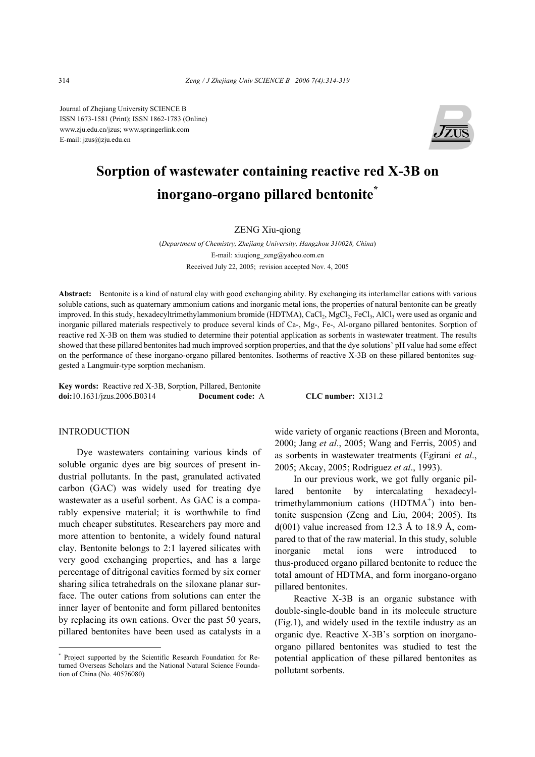Journal of Zhejiang University SCIENCE B
ISSN 1673-1581 (Print); ISSN 1862-1783 (Online)
www.zju.edu.cn/jzus; www.springerlink.com
E-mail: jzus@zju.edu.cn

# Sorption of wastewater containing reactive red X-3B on inorgano-organo pillared bentonite*

ZENG Xiu-qiong

(*Department of Chemistry, Zhejiang University, Hangzhou 310028, China*)
E-mail: xiuqiong_zeng@yahoo.com.cn
Received July 22, 2005; revision accepted Nov. 4, 2005

**Abstract:** Bentonite is a kind of natural clay with good exchanging ability. By exchanging its interlamellar cations with various soluble cations, such as quaternary ammonium cations and inorganic metal ions, the properties of natural bentonite can be greatly improved. In this study, hexadecyltrimethylammonium bromide (HDTMA), $CaCl_2$, $MgCl_2$, $FeCl_3$, $AlCl_3$ were used as organic and inorganic pillared materials respectively to produce several kinds of Ca-, Mg-, Fe-, Al-organo pillared bentonites. Sorption of reactive red X-3B on them was studied to determine their potential application as sorbents in wastewater treatment. The results showed that these pillared bentonites had much improved sorption properties, and that the dye solutions' pH value had some effect on the performance of these inorgano-organo pillared bentonites. Isotherms of reactive X-3B on these pillared bentonites suggested a Langmuir-type sorption mechanism.

**Key words:** Reactive red X-3B, Sorption, Pillared, Bentonite
**doi:**10.1631/jzus.2006.B0314 **Document code:** A **CLC number:** X131.2

## INTRODUCTION

Dye wastewaters containing various kinds of soluble organic dyes are big sources of present industrial pollutants. In the past, granulated activated carbon (GAC) was widely used for treating dye wastewater as a useful sorbent. As GAC is a comparably expensive material; it is worthwhile to find much cheaper substitutes. Researchers pay more and more attention to bentonite, a widely found natural clay. Bentonite belongs to 2:1 layered silicates with very good exchanging properties, and has a large percentage of ditrigonal cavities formed by six corner sharing silica tetrahedrals on the siloxane planar surface. The outer cations from solutions can enter the inner layer of bentonite and form pillared bentonites by replacing its own cations. Over the past 50 years, pillared bentonites have been used as catalysts in a wide variety of organic reactions (Breen and Moronta, 2000; Jang *et al*., 2005; Wang and Ferris, 2005) and as sorbents in wastewater treatments (Egirani *et al*., 2005; Akcay, 2005; Rodriguez *et al*., 1993).

In our previous work, we got fully organic pillared bentonite by intercalating hexadecyltrimethylammonium cations ($HDTMA^+$) into bentonite suspension (Zeng and Liu, 2004; 2005). Its d(001) value increased from 12.3 Å to 18.9 Å, compared to that of the raw material. In this study, soluble inorganic metal ions were introduced to thus-produced organo pillared bentonite to reduce the total amount of HDTMA, and form inorgano-organo pillared bentonites.

Reactive X-3B is an organic substance with double-single-double band in its molecule structure (Fig.1), and widely used in the textile industry as an organic dye. Reactive X-3B's sorption on inorgano-organo pillared bentonites was studied to test the potential application of these pillared bentonites as pollutant sorbents.

---

* Project supported by the Scientific Research Foundation for Returned Overseas Scholars and the National Natural Science Foundation of China (No. 40576080)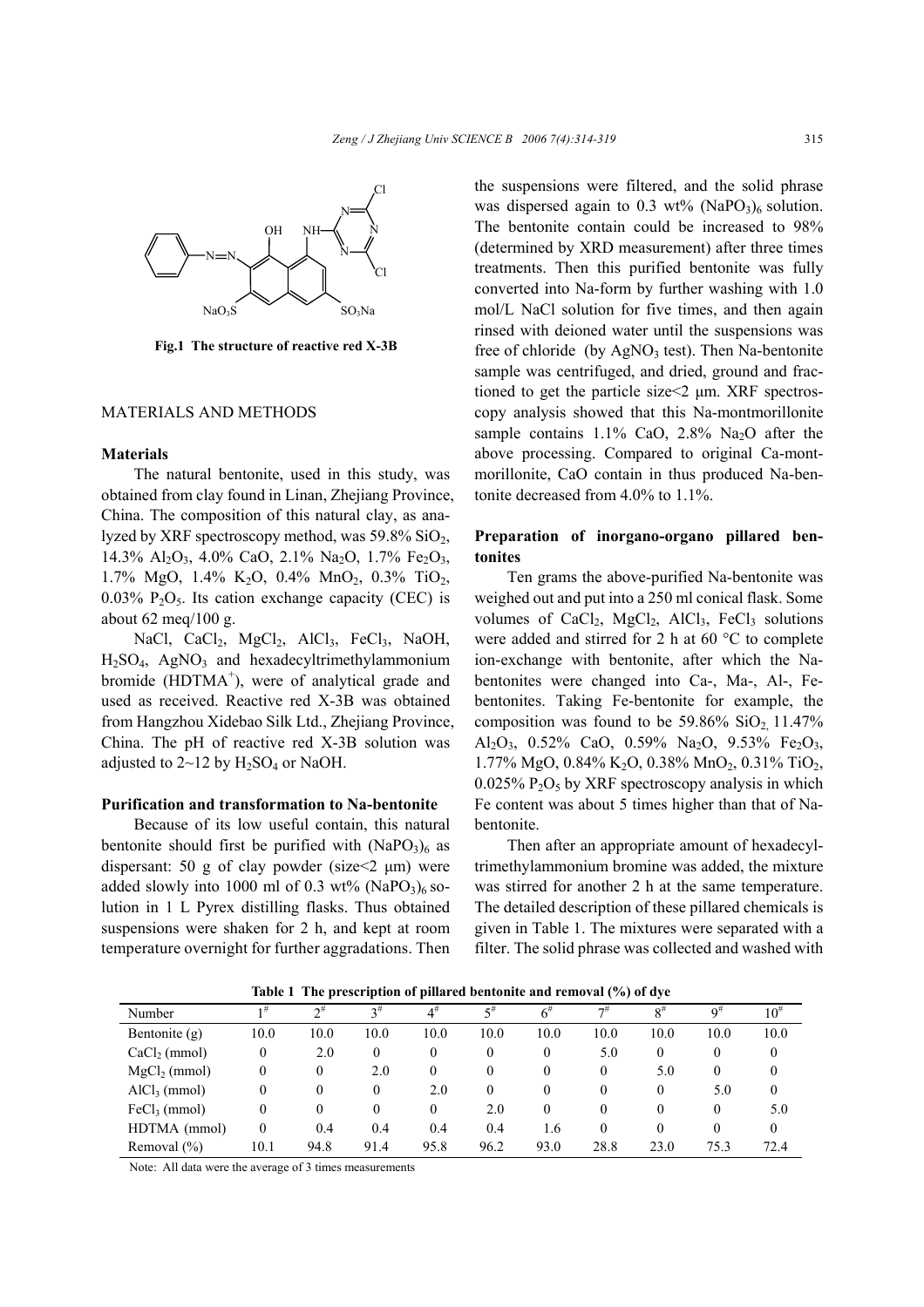Fig.1 The structure of reactive red X-3B

## MATERIALS AND METHODS

### Materials

The natural bentonite, used in this study, was obtained from clay found in Linan, Zhejiang Province, China. The composition of this natural clay, as analyzed by XRF spectroscopy method, was 59.8% $SiO_2$, 14.3% $Al_2O_3$, 4.0% CaO, 2.1% $Na_2O$, 1.7% $Fe_2O_3$, 1.7% MgO, 1.4% $K_2O$, 0.4% $MnO_2$, 0.3% $TiO_2$, 0.03% $P_2O_5$. Its cation exchange capacity (CEC) is about 62 meq/100 g.

NaCl, $CaCl_2$, $MgCl_2$, $AlCl_3$, $FeCl_3$, NaOH, $H_2SO_4$, $AgNO_3$ and hexadecyltrimethylammonium bromide ($HDTMA^+$), were of analytical grade and used as received. Reactive red X-3B was obtained from Hangzhou Xidebao Silk Ltd., Zhejiang Province, China. The pH of reactive red X-3B solution was adjusted to 2~12 by $H_2SO_4$ or NaOH.

### Purification and transformation to Na-bentonite

Because of its low useful contain, this natural bentonite should first be purified with $(NaPO_3)_6$ as dispersant: 50 g of clay powder (size<2 μm) were added slowly into 1000 ml of 0.3 wt% $(NaPO_3)_6$ solution in 1 L Pyrex distilling flasks. Thus obtained suspensions were shaken for 2 h, and kept at room temperature overnight for further aggradations. Then the suspensions were filtered, and the solid phrase was dispersed again to 0.3 wt% $(NaPO_3)_6$ solution. The bentonite contain could be increased to 98% (determined by XRD measurement) after three times treatments. Then this purified bentonite was fully converted into Na-form by further washing with 1.0 mol/L NaCl solution for five times, and then again rinsed with deioned water until the suspensions was free of chloride (by $AgNO_3$ test). Then Na-bentonite sample was centrifuged, and dried, ground and fractioned to get the particle size<2 μm. XRF spectroscopy analysis showed that this Na-montmorillonite sample contains 1.1% CaO, 2.8% $Na_2O$ after the above processing. Compared to original Ca-montmorillonite, CaO contain in thus produced Na-bentonite decreased from 4.0% to 1.1%.

### Preparation of inorgano-organo pillared bentonites

Ten grams the above-purified Na-bentonite was weighed out and put into a 250 ml conical flask. Some volumes of $CaCl_2$, $MgCl_2$, $AlCl_3$, $FeCl_3$ solutions were added and stirred for 2 h at 60 °C to complete ion-exchange with bentonite, after which the Na-bentonites were changed into Ca-, Ma-, Al-, Fe-bentonites. Taking Fe-bentonite for example, the composition was found to be 59.86% $SiO_2$, 11.47% $Al_2O_3$, 0.52% CaO, 0.59% $Na_2O$, 9.53% $Fe_2O_3$, 1.77% MgO, 0.84% $K_2O$, 0.38% $MnO_2$, 0.31% $TiO_2$, 0.025% $P_2O_5$ by XRF spectroscopy analysis in which Fe content was about 5 times higher than that of Na-bentonite.

Then after an appropriate amount of hexadecyltrimethylammonium bromine was added, the mixture was stirred for another 2 h at the same temperature. The detailed description of these pillared chemicals is given in Table 1. The mixtures were separated with a filter. The solid phrase was collected and washed with

Table 1 The prescription of pillared bentonite and removal (%) of dye

| Number | 1# | 2# | 3# | 4# | 5# | 6# | 7# | 8# | 9# | 10# |
|---|---|---|---|---|---|---|---|---|---|---|
| Bentonite (g) | 10.0 | 10.0 | 10.0 | 10.0 | 10.0 | 10.0 | 10.0 | 10.0 | 10.0 | 10.0 |
| $CaCl_2$ (mmol) | 0 | 2.0 | 0 | 0 | 0 | 0 | 5.0 | 0 | 0 | 0 |
| $MgCl_2$ (mmol) | 0 | 0 | 2.0 | 0 | 0 | 0 | 0 | 5.0 | 0 | 0 |
| $AlCl_3$ (mmol) | 0 | 0 | 0 | 2.0 | 0 | 0 | 0 | 0 | 5.0 | 0 |
| $FeCl_3$ (mmol) | 0 | 0 | 0 | 0 | 2.0 | 0 | 0 | 0 | 0 | 5.0 |
| HDTMA (mmol) | 0 | 0.4 | 0.4 | 0.4 | 0.4 | 1.6 | 0 | 0 | 0 | 0 |
| Removal (%) | 10.1 | 94.8 | 91.4 | 95.8 | 96.2 | 93.0 | 28.8 | 23.0 | 75.3 | 72.4 |

Note: All data were the average of 3 times measurements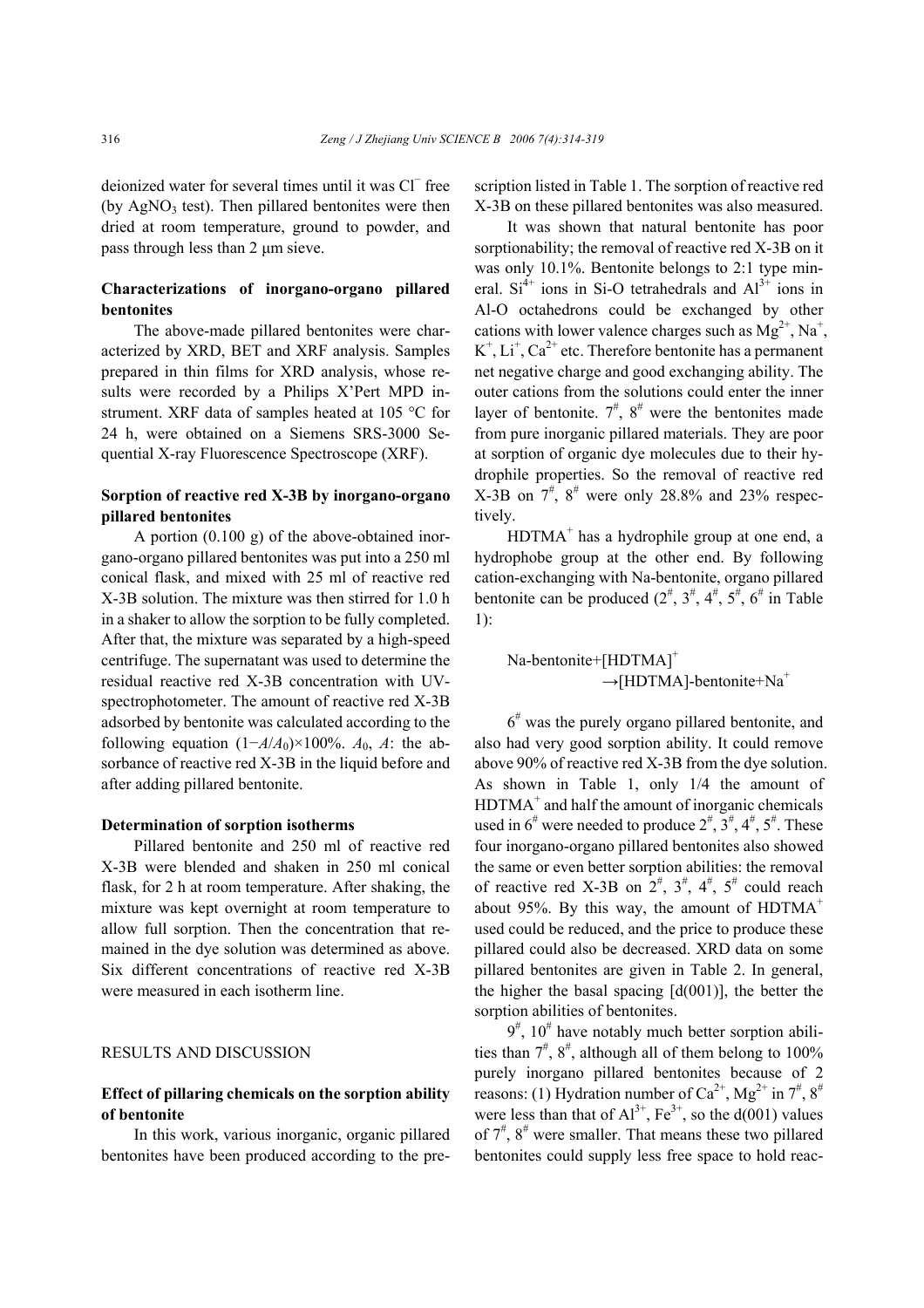deionized water for several times until it was $Cl^-$ free (by $AgNO_3$ test). Then pillared bentonites were then dried at room temperature, ground to powder, and pass through less than 2 μm sieve.

### Characterizations of inorgano-organo pillared bentonites

The above-made pillared bentonites were characterized by XRD, BET and XRF analysis. Samples prepared in thin films for XRD analysis, whose results were recorded by a Philips X'Pert MPD instrument. XRF data of samples heated at 105 °C for 24 h, were obtained on a Siemens SRS-3000 Sequential X-ray Fluorescence Spectroscope (XRF).

### Sorption of reactive red X-3B by inorgano-organo pillared bentonites

A portion (0.100 g) of the above-obtained inorgano-organo pillared bentonites was put into a 250 ml conical flask, and mixed with 25 ml of reactive red X-3B solution. The mixture was then stirred for 1.0 h in a shaker to allow the sorption to be fully completed. After that, the mixture was separated by a high-speed centrifuge. The supernatant was used to determine the residual reactive red X-3B concentration with UV-spectrophotometer. The amount of reactive red X-3B adsorbed by bentonite was calculated according to the following equation $(1-A/A_0)\times100\%$. $A_0$, $A$: the absorbance of reactive red X-3B in the liquid before and after adding pillared bentonite.

### Determination of sorption isotherms

Pillared bentonite and 250 ml of reactive red X-3B were blended and shaken in 250 ml conical flask, for 2 h at room temperature. After shaking, the mixture was kept overnight at room temperature to allow full sorption. Then the concentration that remained in the dye solution was determined as above. Six different concentrations of reactive red X-3B were measured in each isotherm line.

## RESULTS AND DISCUSSION

### Effect of pillaring chemicals on the sorption ability of bentonite

In this work, various inorganic, organic pillared bentonites have been produced according to the prescription listed in Table 1. The sorption of reactive red X-3B on these pillared bentonites was also measured.

It was shown that natural bentonite has poor sorptionability; the removal of reactive red X-3B on it was only 10.1%. Bentonite belongs to 2:1 type mineral. $Si^{4+}$ ions in Si-O tetrahedrals and $Al^{3+}$ ions in Al-O octahedrons could be exchanged by other cations with lower valence charges such as $Mg^{2+}$, $Na^+$, $K^+$, $Li^+$, $Ca^{2+}$ etc. Therefore bentonite has a permanent net negative charge and good exchanging ability. The outer cations from the solutions could enter the inner layer of bentonite. 7#, 8# were the bentonites made from pure inorganic pillared materials. They are poor at sorption of organic dye molecules due to their hydrophile properties. So the removal of reactive red X-3B on 7#, 8# were only 28.8% and 23% respectively.

$HDTMA^+$ has a hydrophile group at one end, a hydrophobe group at the other end. By following cation-exchanging with Na-bentonite, organo pillared bentonite can be produced (2#, 3#, 4#, 5#, 6# in Table 1):

$$\text{Na-bentonite}+[\text{HDTMA}]^+ \rightarrow [\text{HDTMA}]\text{-bentonite}+\text{Na}^+$$

6# was the purely organo pillared bentonite, and also had very good sorption ability. It could remove above 90% of reactive red X-3B from the dye solution. As shown in Table 1, only 1/4 the amount of $HDTMA^+$ and half the amount of inorganic chemicals used in 6# were needed to produce 2#, 3#, 4#, 5#. These four inorgano-organo pillared bentonites also showed the same or even better sorption abilities: the removal of reactive red X-3B on 2#, 3#, 4#, 5# could reach about 95%. By this way, the amount of $HDTMA^+$ used could be reduced, and the price to produce these pillared could also be decreased. XRD data on some pillared bentonites are given in Table 2. In general, the higher the basal spacing [d(001)], the better the sorption abilities of bentonites.

9#, 10# have notably much better sorption abilities than 7#, 8#, although all of them belong to 100% purely inorgano pillared bentonites because of 2 reasons: (1) Hydration number of $Ca^{2+}$, $Mg^{2+}$ in 7#, 8# were less than that of $Al^{3+}$, $Fe^{3+}$, so the d(001) values of 7#, 8# were smaller. That means these two pillared bentonites could supply less free space to hold reac-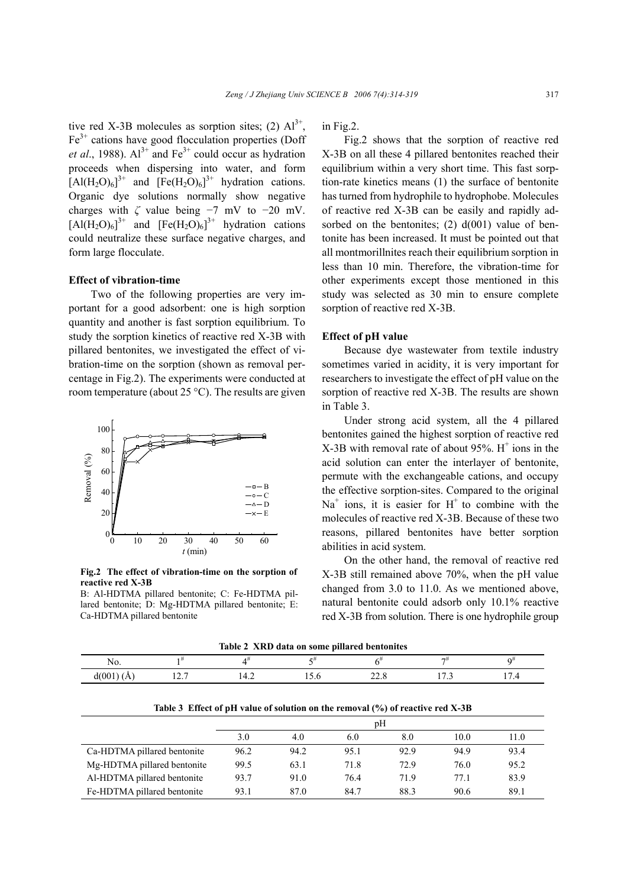tive red X-3B molecules as sorption sites; (2) $Al^{3+}$, $Fe^{3+}$ cations have good flocculation properties (Doff *et al*., 1988). $Al^{3+}$ and $Fe^{3+}$ could occur as hydration proceeds when dispersing into water, and form $[Al(H_2O)_6]^{3+}$ and $[Fe(H_2O)_6]^{3+}$ hydration cations. Organic dye solutions normally show negative charges with $\zeta$ value being −7 mV to −20 mV. $[Al(H_2O)_6]^{3+}$ and $[Fe(H_2O)_6]^{3+}$ hydration cations could neutralize these surface negative charges, and form large flocculate.

### Effect of vibration-time

Two of the following properties are very important for a good adsorbent: one is high sorption quantity and another is fast sorption equilibrium. To study the sorption kinetics of reactive red X-3B with pillared bentonites, we investigated the effect of vibration-time on the sorption (shown as removal percentage in Fig.2). The experiments were conducted at room temperature (about 25 °C). The results are given in Fig.2.

**Fig.2 The effect of vibration-time on the sorption of reactive red X-3B**

B: Al-HDTMA pillared bentonite; C: Fe-HDTMA pillared bentonite; D: Mg-HDTMA pillared bentonite; E: Ca-HDTMA pillared bentonite

Fig.2 shows that the sorption of reactive red X-3B on all these 4 pillared bentonites reached their equilibrium within a very short time. This fast sorption-rate kinetics means (1) the surface of bentonite has turned from hydrophile to hydrophobe. Molecules of reactive red X-3B can be easily and rapidly adsorbed on the bentonites; (2) d(001) value of bentonite has been increased. It must be pointed out that all montmorillnites reach their equilibrium sorption in less than 10 min. Therefore, the vibration-time for other experiments except those mentioned in this study was selected as 30 min to ensure complete sorption of reactive red X-3B.

### Effect of pH value

Because dye wastewater from textile industry sometimes varied in acidity, it is very important for researchers to investigate the effect of pH value on the sorption of reactive red X-3B. The results are shown in Table 3.

Under strong acid system, all the 4 pillared bentonites gained the highest sorption of reactive red X-3B with removal rate of about 95%. $H^+$ ions in the acid solution can enter the interlayer of bentonite, permute with the exchangeable cations, and occupy the effective sorption-sites. Compared to the original $Na^+$ ions, it is easier for $H^+$ to combine with the molecules of reactive red X-3B. Because of these two reasons, pillared bentonites have better sorption abilities in acid system.

On the other hand, the removal of reactive red X-3B still remained above 70%, when the pH value changed from 3.0 to 11.0. As we mentioned above, natural bentonite could adsorb only 10.1% reactive red X-3B from solution. There is one hydrophile group

**Table 2 XRD data on some pillared bentonites**

| No. | 1# | 4# | 5# | 6# | 7# | 9# |
|---|---|---|---|---|---|---|
| d(001) (Å) | 12.7 | 14.2 | 15.6 | 22.8 | 17.3 | 17.4 |

**Table 3 Effect of pH value of solution on the removal (%) of reactive red X-3B**

| | pH | | | | | |
|---|---|---|---|---|---|---|
| | 3.0 | 4.0 | 6.0 | 8.0 | 10.0 | 11.0 |
| Ca-HDTMA pillared bentonite | 96.2 | 94.2 | 95.1 | 92.9 | 94.9 | 93.4 |
| Mg-HDTMA pillared bentonite | 99.5 | 63.1 | 71.8 | 72.9 | 76.0 | 95.2 |
| Al-HDTMA pillared bentonite | 93.7 | 91.0 | 76.4 | 71.9 | 77.1 | 83.9 |
| Fe-HDTMA pillared bentonite | 93.1 | 87.0 | 84.7 | 88.3 | 90.6 | 89.1 |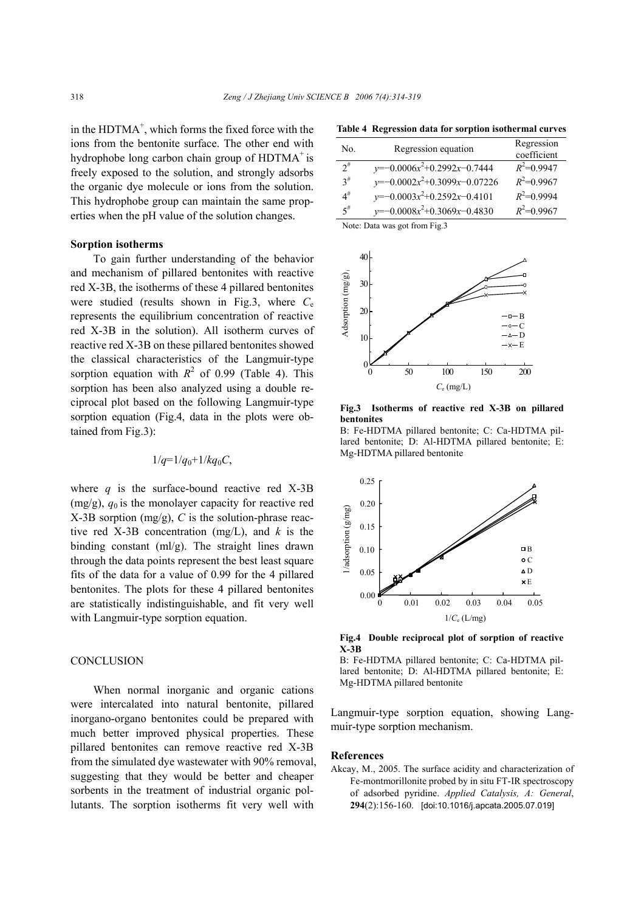in the $HDTMA^+$, which forms the fixed force with the ions from the bentonite surface. The other end with hydrophobe long carbon chain group of $HDTMA^+$ is freely exposed to the solution, and strongly adsorbs the organic dye molecule or ions from the solution. This hydrophobe group can maintain the same properties when the pH value of the solution changes.

### Sorption isotherms

To gain further understanding of the behavior and mechanism of pillared bentonites with reactive red X-3B, the isotherms of these 4 pillared bentonites were studied (results shown in Fig.3, where $C_e$ represents the equilibrium concentration of reactive red X-3B in the solution). All isotherm curves of reactive red X-3B on these pillared bentonites showed the classical characteristics of the Langmuir-type sorption equation with $R^2$ of 0.99 (Table 4). This sorption has been also analyzed using a double reciprocal plot based on the following Langmuir-type sorption equation (Fig.4, data in the plots were obtained from Fig.3):

$$1/q=1/q_0+1/kq_0C,$$

where $q$ is the surface-bound reactive red X-3B (mg/g), $q_0$ is the monolayer capacity for reactive red X-3B sorption (mg/g), $C$ is the solution-phrase reactive red X-3B concentration (mg/L), and $k$ is the binding constant (ml/g). The straight lines drawn through the data points represent the best least square fits of the data for a value of 0.99 for the 4 pillared bentonites. The plots for these 4 pillared bentonites are statistically indistinguishable, and fit very well with Langmuir-type sorption equation.

**Table 4 Regression data for sorption isothermal curves**

| No. | Regression equation | Regression coefficient |
|---|---|---|
| 2# | $y=-0.0006x^2+0.2992x-0.7444$ | $R^2=0.9947$ |
| 3# | $y=-0.0002x^2+0.3099x-0.07226$ | $R^2=0.9967$ |
| 4# | $y=-0.0003x^2+0.2592x-0.4101$ | $R^2=0.9994$ |
| 5# | $y=-0.0008x^2+0.3069x-0.4830$ | $R^2=0.9967$ |

Note: Data was got from Fig.3

**Fig.3 Isotherms of reactive red X-3B on pillared bentonites**

B: Fe-HDTMA pillared bentonite; C: Ca-HDTMA pillared bentonite; D: Al-HDTMA pillared bentonite; E: Mg-HDTMA pillared bentonite

**Fig.4 Double reciprocal plot of sorption of reactive X-3B**

B: Fe-HDTMA pillared bentonite; C: Ca-HDTMA pillared bentonite; D: Al-HDTMA pillared bentonite; E: Mg-HDTMA pillared bentonite

## CONCLUSION

When normal inorganic and organic cations were intercalated into natural bentonite, pillared inorgano-organo bentonites could be prepared with much better improved physical properties. These pillared bentonites can remove reactive red X-3B from the simulated dye wastewater with 90% removal, suggesting that they would be better and cheaper sorbents in the treatment of industrial organic pollutants. The sorption isotherms fit very well with Langmuir-type sorption equation, showing Langmuir-type sorption mechanism.

## References

Akcay, M., 2005. The surface acidity and characterization of Fe-montmorillonite probed by in situ FT-IR spectroscopy of adsorbed pyridine. *Applied Catalysis, A: General*, **294**(2):156-160. [doi:10.1016/j.apcata.2005.07.019]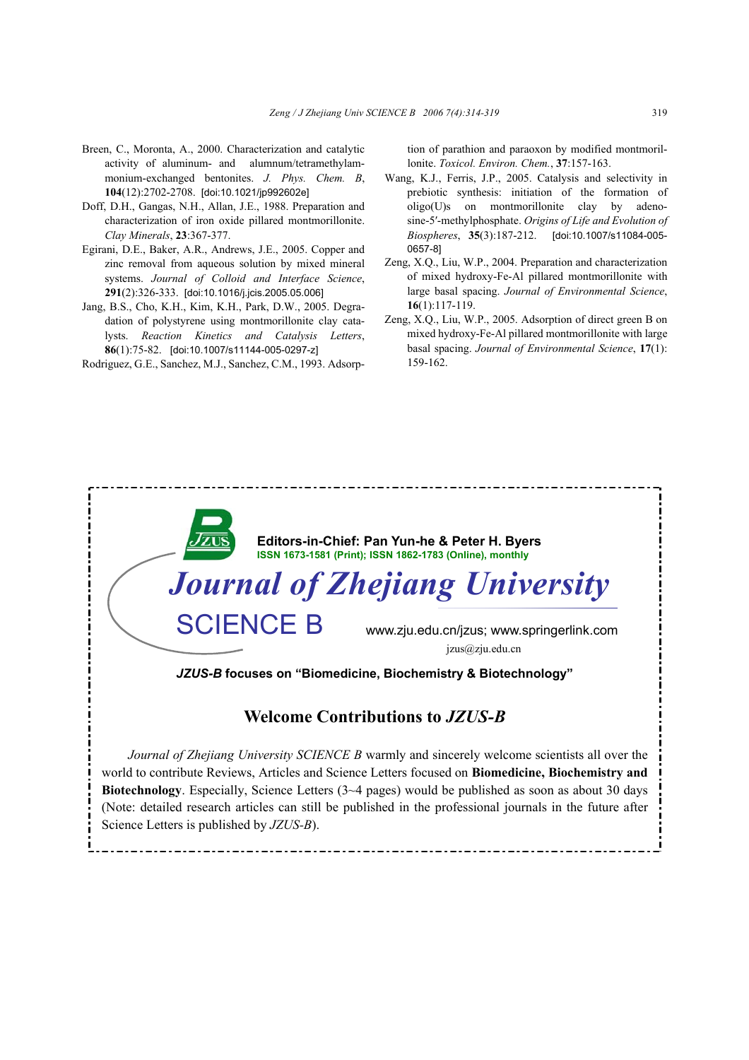Breen, C., Moronta, A., 2000. Characterization and catalytic activity of aluminum- and alumnum/tetramethylammonium-exchanged bentonites. *J. Phys. Chem. B*, **104**(12):2702-2708. [doi:10.1021/jp992602e]

Doff, D.H., Gangas, N.H., Allan, J.E., 1988. Preparation and characterization of iron oxide pillared montmorillonite. *Clay Minerals*, **23**:367-377.

Egirani, D.E., Baker, A.R., Andrews, J.E., 2005. Copper and zinc removal from aqueous solution by mixed mineral systems. *Journal of Colloid and Interface Science*, **291**(2):326-333. [doi:10.1016/j.jcis.2005.05.006]

Jang, B.S., Cho, K.H., Kim, K.H., Park, D.W., 2005. Degradation of polystyrene using montmorillonite clay catalysts. *Reaction Kinetics and Catalysis Letters*, **86**(1):75-82. [doi:10.1007/s11144-005-0297-z]

Rodriguez, G.E., Sanchez, M.J., Sanchez, C.M., 1993. Adsorption of parathion and paraoxon by modified montmorillonite. *Toxicol. Environ. Chem.*, **37**:157-163.

Wang, K.J., Ferris, J.P., 2005. Catalysis and selectivity in prebiotic synthesis: initiation of the formation of oligo(U)s on montmorillonite clay by adenosine-5′-methylphosphate. *Origins of Life and Evolution of Biospheres*, **35**(3):187-212. [doi:10.1007/s11084-005-0657-8]

Zeng, X.Q., Liu, W.P., 2004. Preparation and characterization of mixed hydroxy-Fe-Al pillared montmorillonite with large basal spacing. *Journal of Environmental Science*, **16**(1):117-119.

Zeng, X.Q., Liu, W.P., 2005. Adsorption of direct green B on mixed hydroxy-Fe-Al pillared montmorillonite with large basal spacing. *Journal of Environmental Science*, **17**(1): 159-162.

---

**Editors-in-Chief: Pan Yun-he & Peter H. Byers**

**ISSN 1673-1581 (Print); ISSN 1862-1783 (Online), monthly**

***Journal of Zhejiang University***

**SCIENCE B**

www.zju.edu.cn/jzus; www.springerlink.com

jzus@zju.edu.cn

***JZUS-B*** **focuses on "Biomedicine, Biochemistry & Biotechnology"**

## Welcome Contributions to *JZUS-B*

*Journal of Zhejiang University SCIENCE B* warmly and sincerely welcome scientists all over the world to contribute Reviews, Articles and Science Letters focused on **Biomedicine, Biochemistry and Biotechnology**. Especially, Science Letters (3~4 pages) would be published as soon as about 30 days (Note: detailed research articles can still be published in the professional journals in the future after Science Letters is published by *JZUS-B*).